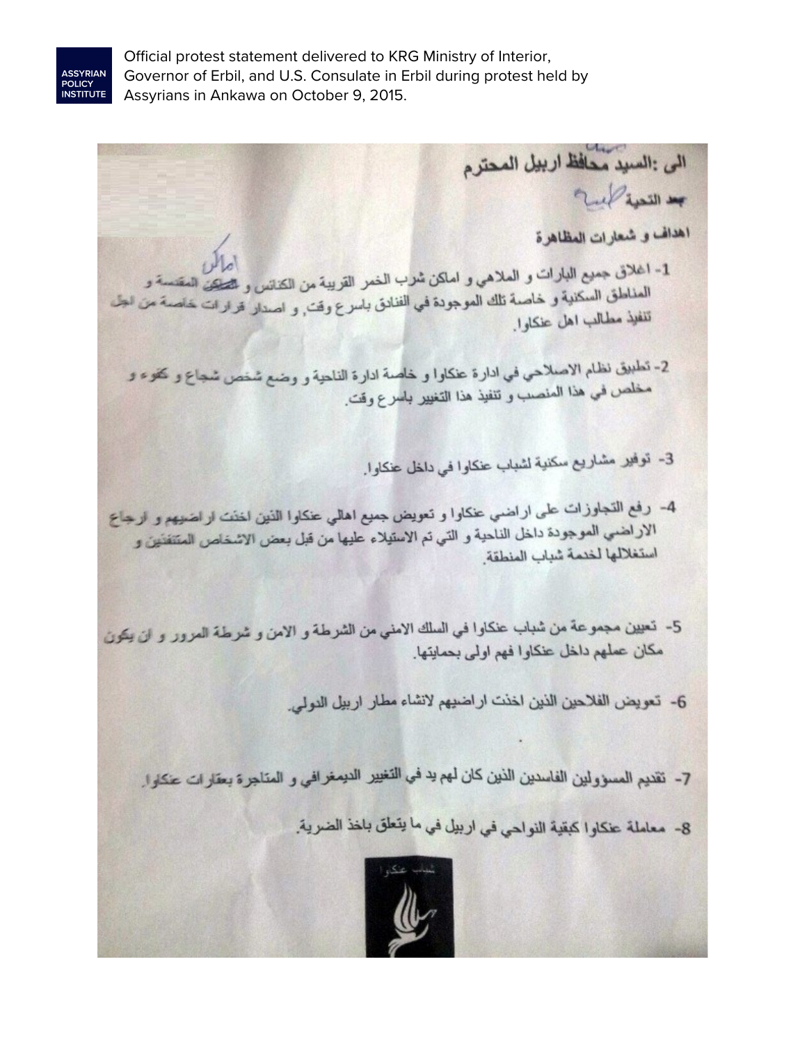Official protest statement delivered to KRG Ministry of Interior, Governor of Erbil, and U.S. Consulate in Erbil during protest held by Assyrians in Ankawa on October 9, 2015.

الى :السيد محافظ اربيل المحترم

بعد التحية

**اهداف و شعارات المظاهرة**

1- اغلاق جميع البارات و الملاهي و اماكن شرب الخمر القريبة من الكنائس و اماكن المقدسة و المناطق السكنية و خاصة تلك الموجودة في الفنادق باسرع وقت, و اصدار قرارات خاصة من اجل تنفيذ مطالب اهل عنكاوا.

2- تطبيق نظام الاصلاحي في ادارة عنكاوا و خاصة ادارة الناحية و وضع شخص شجاع و كفوء و مخلص في هذا المنصب و تنفيذ هذا التغيير باسرع وقت.

3- توفير مشاريع سكنية لشباب عنكاوا في داخل عنكاوا.

4- رفع التجاوزات على اراضي عنكاوا و تعويض جميع اهالي عنكاوا الذين اخذت اراضيهم و ارجاع الاراضي الموجودة داخل الناحية و التي تم الاستيلاء عليها من قبل بعض الاشخاص المتنفذين و استغلالها لخدمة شباب المنطقة.

5- تعيين مجموعة من شباب عنكاوا في السلك الامني من الشرطة و الامن و شرطة المرور و ان يكون مكان عملهم داخل عنكاوا فهم اولى بحمايتها.

6- تعويض الفلاحين الذين اخذت اراضيهم لانشاء مطار اربيل الدولي.

7- تقديم المسؤولين الفاسدين الذين كان لهم يد في التغيير الديمغرافي و المتاجرة بعقارات عنكاوا.

8- معاملة عنكاوا كبقية النواحي في اربيل في ما يتعلق باخذ الضريبة.

شباب عنكاوا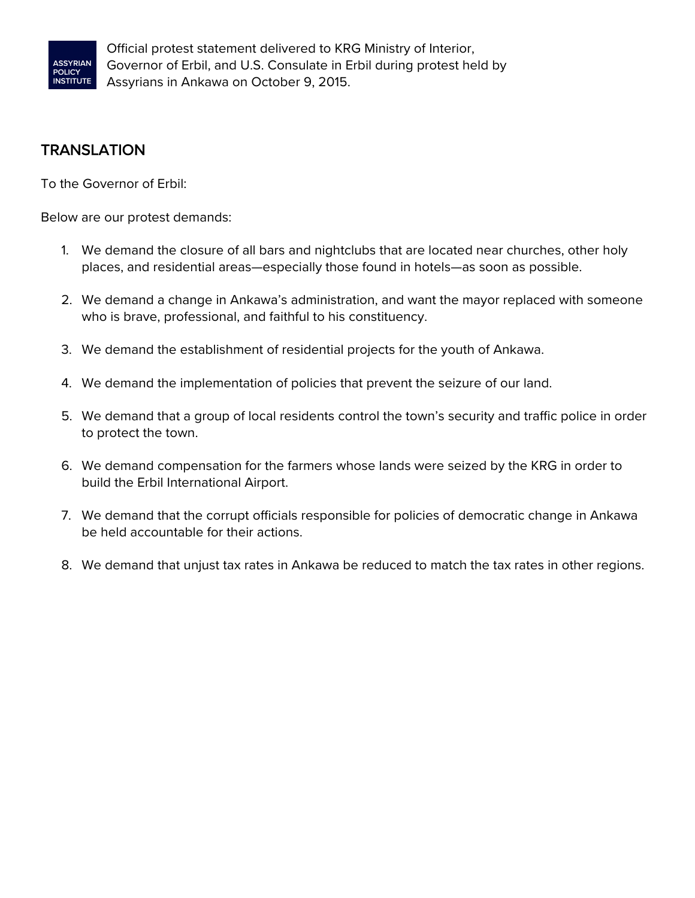ASSYRIAN POLICY INSTITUTE

Official protest statement delivered to KRG Ministry of Interior, Governor of Erbil, and U.S. Consulate in Erbil during protest held by Assyrians in Ankawa on October 9, 2015.

## TRANSLATION

To the Governor of Erbil:

Below are our protest demands:

1. We demand the closure of all bars and nightclubs that are located near churches, other holy places, and residential areas—especially those found in hotels—as soon as possible.

2. We demand a change in Ankawa's administration, and want the mayor replaced with someone who is brave, professional, and faithful to his constituency.

3. We demand the establishment of residential projects for the youth of Ankawa.

4. We demand the implementation of policies that prevent the seizure of our land.

5. We demand that a group of local residents control the town's security and traffic police in order to protect the town.

6. We demand compensation for the farmers whose lands were seized by the KRG in order to build the Erbil International Airport.

7. We demand that the corrupt officials responsible for policies of democratic change in Ankawa be held accountable for their actions.

8. We demand that unjust tax rates in Ankawa be reduced to match the tax rates in other regions.